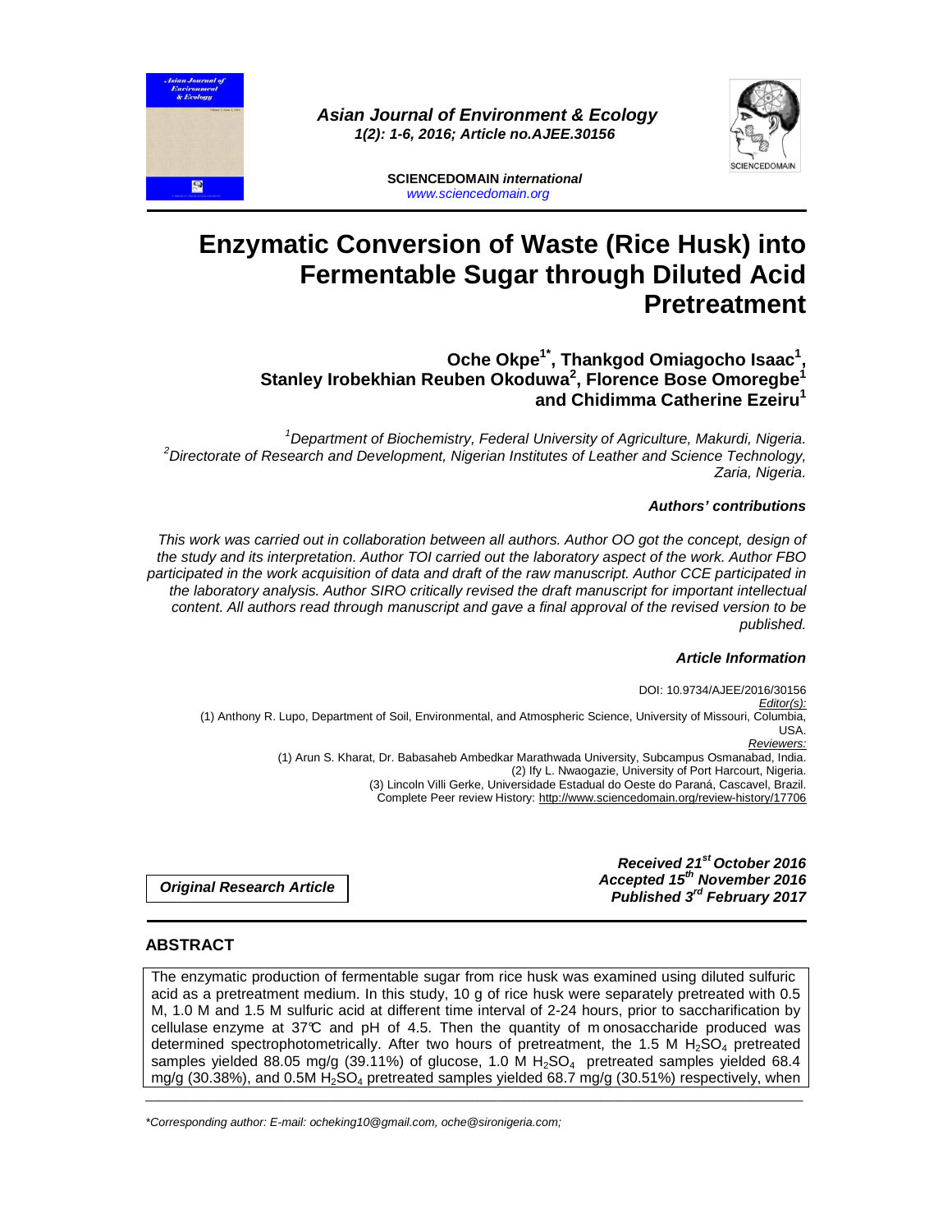*Asian Journal of Environment & Ecology*
*1(2): 1-6, 2016; Article no.AJEE.30156*

**SCIENCEDOMAIN *international***
*www.sciencedomain.org*

# Enzymatic Conversion of Waste (Rice Husk) into Fermentable Sugar through Diluted Acid Pretreatment

**Oche Okpe[1*], Thankgod Omiagocho Isaac[1], Stanley Irobekhian Reuben Okoduwa[2], Florence Bose Omoregbe[1] and Chidimma Catherine Ezeiru[1]**

*[1]Department of Biochemistry, Federal University of Agriculture, Makurdi, Nigeria.*
*[2]Directorate of Research and Development, Nigerian Institutes of Leather and Science Technology, Zaria, Nigeria.*

***Authors' contributions***

*This work was carried out in collaboration between all authors. Author OO got the concept, design of the study and its interpretation. Author TOI carried out the laboratory aspect of the work. Author FBO participated in the work acquisition of data and draft of the raw manuscript. Author CCE participated in the laboratory analysis. Author SIRO critically revised the draft manuscript for important intellectual content. All authors read through manuscript and gave a final approval of the revised version to be published.*

***Article Information***

DOI: 10.9734/AJEE/2016/30156
*Editor(s):*
(1) Anthony R. Lupo, Department of Soil, Environmental, and Atmospheric Science, University of Missouri, Columbia, USA.
*Reviewers:*
(1) Arun S. Kharat, Dr. Babasaheb Ambedkar Marathwada University, Subcampus Osmanabad, India.
(2) Ify L. Nwaogazie, University of Port Harcourt, Nigeria.
(3) Lincoln Villi Gerke, Universidade Estadual do Oeste do Paraná, Cascavel, Brazil.
Complete Peer review History: http://www.sciencedomain.org/review-history/17706

***Original Research Article***

***Received 21st October 2016***
***Accepted 15th November 2016***
***Published 3rd February 2017***

## ABSTRACT

The enzymatic production of fermentable sugar from rice husk was examined using diluted sulfuric acid as a pretreatment medium. In this study, 10 g of rice husk were separately pretreated with 0.5 M, 1.0 M and 1.5 M sulfuric acid at different time interval of 2-24 hours, prior to saccharification by cellulase enzyme at 37°C and pH of 4.5. Then the quantity of monosaccharide produced was determined spectrophotometrically. After two hours of pretreatment, the 1.5 M $H_2SO_4$ pretreated samples yielded 88.05 mg/g (39.11%) of glucose, 1.0 M $H_2SO_4$ pretreated samples yielded 68.4 mg/g (30.38%), and 0.5M $H_2SO_4$ pretreated samples yielded 68.7 mg/g (30.51%) respectively, when

\*Corresponding author: E-mail: ocheking10@gmail.com, oche@sironigeria.com;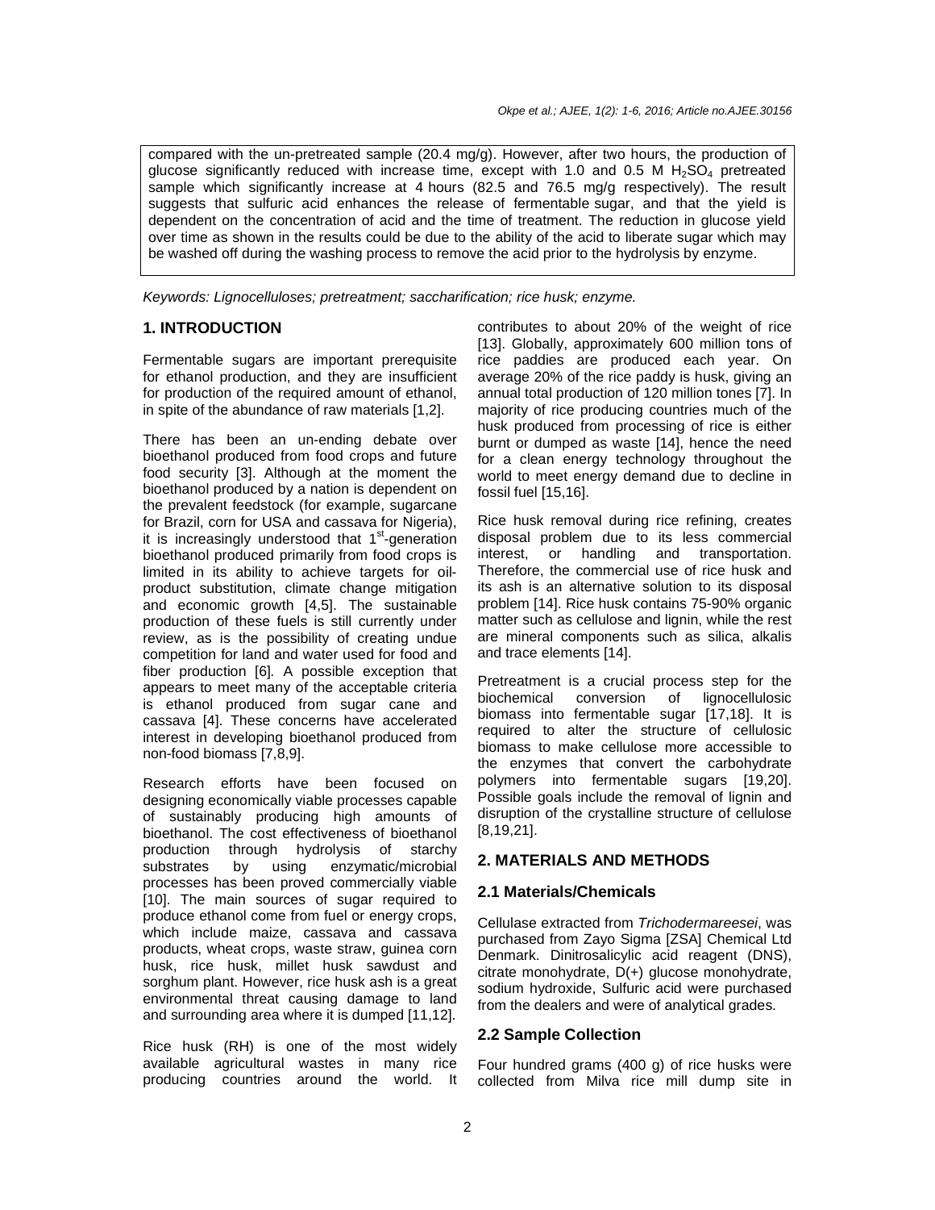compared with the un-pretreated sample (20.4 mg/g). However, after two hours, the production of glucose significantly reduced with increase time, except with 1.0 and 0.5 M $H_2SO_4$ pretreated sample which significantly increase at 4 hours (82.5 and 76.5 mg/g respectively). The result suggests that sulfuric acid enhances the release of fermentable sugar, and that the yield is dependent on the concentration of acid and the time of treatment. The reduction in glucose yield over time as shown in the results could be due to the ability of the acid to liberate sugar which may be washed off during the washing process to remove the acid prior to the hydrolysis by enzyme.

*Keywords: Lignocelluloses; pretreatment; saccharification; rice husk; enzyme.*

## 1. INTRODUCTION

Fermentable sugars are important prerequisite for ethanol production, and they are insufficient for production of the required amount of ethanol, in spite of the abundance of raw materials [1,2].

There has been an un-ending debate over bioethanol produced from food crops and future food security [3]. Although at the moment the bioethanol produced by a nation is dependent on the prevalent feedstock (for example, sugarcane for Brazil, corn for USA and cassava for Nigeria), it is increasingly understood that 1[st]-generation bioethanol produced primarily from food crops is limited in its ability to achieve targets for oil-product substitution, climate change mitigation and economic growth [4,5]. The sustainable production of these fuels is still currently under review, as is the possibility of creating undue competition for land and water used for food and fiber production [6]. A possible exception that appears to meet many of the acceptable criteria is ethanol produced from sugar cane and cassava [4]. These concerns have accelerated interest in developing bioethanol produced from non-food biomass [7,8,9].

Research efforts have been focused on designing economically viable processes capable of sustainably producing high amounts of bioethanol. The cost effectiveness of bioethanol production through hydrolysis of starchy substrates by using enzymatic/microbial processes has been proved commercially viable [10]. The main sources of sugar required to produce ethanol come from fuel or energy crops, which include maize, cassava and cassava products, wheat crops, waste straw, guinea corn husk, rice husk, millet husk sawdust and sorghum plant. However, rice husk ash is a great environmental threat causing damage to land and surrounding area where it is dumped [11,12].

Rice husk (RH) is one of the most widely available agricultural wastes in many rice producing countries around the world. It contributes to about 20% of the weight of rice [13]. Globally, approximately 600 million tons of rice paddies are produced each year. On average 20% of the rice paddy is husk, giving an annual total production of 120 million tones [7]. In majority of rice producing countries much of the husk produced from processing of rice is either burnt or dumped as waste [14], hence the need for a clean energy technology throughout the world to meet energy demand due to decline in fossil fuel [15,16].

Rice husk removal during rice refining, creates disposal problem due to its less commercial interest, or handling and transportation. Therefore, the commercial use of rice husk and its ash is an alternative solution to its disposal problem [14]. Rice husk contains 75-90% organic matter such as cellulose and lignin, while the rest are mineral components such as silica, alkalis and trace elements [14].

Pretreatment is a crucial process step for the biochemical conversion of lignocellulosic biomass into fermentable sugar [17,18]. It is required to alter the structure of cellulosic biomass to make cellulose more accessible to the enzymes that convert the carbohydrate polymers into fermentable sugars [19,20]. Possible goals include the removal of lignin and disruption of the crystalline structure of cellulose [8,19,21].

## 2. MATERIALS AND METHODS

### 2.1 Materials/Chemicals

Cellulase extracted from *Trichodermareesei*, was purchased from Zayo Sigma [ZSA] Chemical Ltd Denmark. Dinitrosalicylic acid reagent (DNS), citrate monohydrate, D(+) glucose monohydrate, sodium hydroxide, Sulfuric acid were purchased from the dealers and were of analytical grades.

### 2.2 Sample Collection

Four hundred grams (400 g) of rice husks were collected from Milva rice mill dump site in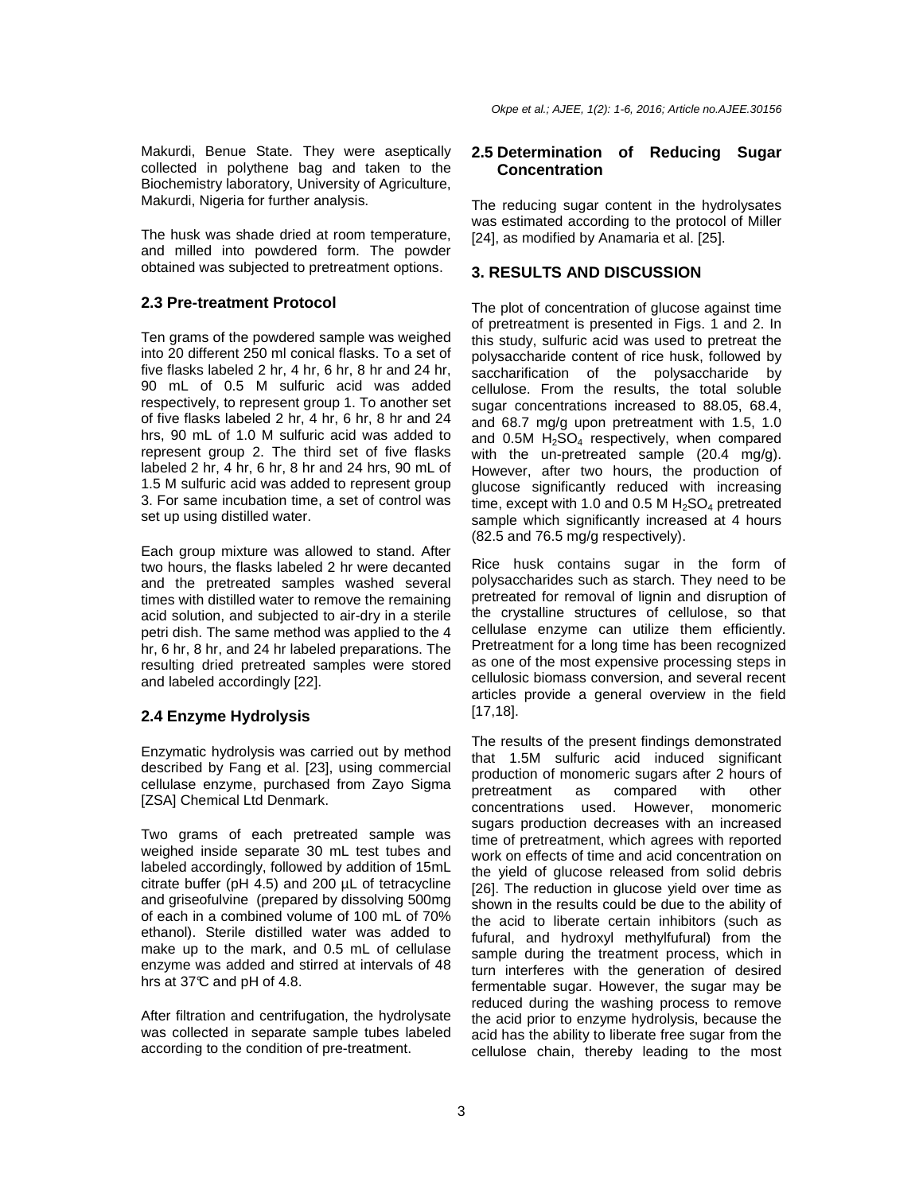Makurdi, Benue State. They were aseptically collected in polythene bag and taken to the Biochemistry laboratory, University of Agriculture, Makurdi, Nigeria for further analysis.

The husk was shade dried at room temperature, and milled into powdered form. The powder obtained was subjected to pretreatment options.

### 2.3 Pre-treatment Protocol

Ten grams of the powdered sample was weighed into 20 different 250 ml conical flasks. To a set of five flasks labeled 2 hr, 4 hr, 6 hr, 8 hr and 24 hr, 90 mL of 0.5 M sulfuric acid was added respectively, to represent group 1. To another set of five flasks labeled 2 hr, 4 hr, 6 hr, 8 hr and 24 hrs, 90 mL of 1.0 M sulfuric acid was added to represent group 2. The third set of five flasks labeled 2 hr, 4 hr, 6 hr, 8 hr and 24 hrs, 90 mL of 1.5 M sulfuric acid was added to represent group 3. For same incubation time, a set of control was set up using distilled water.

Each group mixture was allowed to stand. After two hours, the flasks labeled 2 hr were decanted and the pretreated samples washed several times with distilled water to remove the remaining acid solution, and subjected to air-dry in a sterile petri dish. The same method was applied to the 4 hr, 6 hr, 8 hr, and 24 hr labeled preparations. The resulting dried pretreated samples were stored and labeled accordingly [22].

### 2.4 Enzyme Hydrolysis

Enzymatic hydrolysis was carried out by method described by Fang et al. [23], using commercial cellulase enzyme, purchased from Zayo Sigma [ZSA] Chemical Ltd Denmark.

Two grams of each pretreated sample was weighed inside separate 30 mL test tubes and labeled accordingly, followed by addition of 15mL citrate buffer (pH 4.5) and 200 µL of tetracycline and griseofulvine (prepared by dissolving 500mg of each in a combined volume of 100 mL of 70% ethanol). Sterile distilled water was added to make up to the mark, and 0.5 mL of cellulase enzyme was added and stirred at intervals of 48 hrs at 37℃ and pH of 4.8.

After filtration and centrifugation, the hydrolysate was collected in separate sample tubes labeled according to the condition of pre-treatment.

### 2.5 Determination of Reducing Sugar Concentration

The reducing sugar content in the hydrolysates was estimated according to the protocol of Miller [24], as modified by Anamaria et al. [25].

## 3. RESULTS AND DISCUSSION

The plot of concentration of glucose against time of pretreatment is presented in Figs. 1 and 2. In this study, sulfuric acid was used to pretreat the polysaccharide content of rice husk, followed by saccharification of the polysaccharide by cellulose. From the results, the total soluble sugar concentrations increased to 88.05, 68.4, and 68.7 mg/g upon pretreatment with 1.5, 1.0 and 0.5M $H_2SO_4$ respectively, when compared with the un-pretreated sample (20.4 mg/g). However, after two hours, the production of glucose significantly reduced with increasing time, except with 1.0 and 0.5 M $H_2SO_4$ pretreated sample which significantly increased at 4 hours (82.5 and 76.5 mg/g respectively).

Rice husk contains sugar in the form of polysaccharides such as starch. They need to be pretreated for removal of lignin and disruption of the crystalline structures of cellulose, so that cellulase enzyme can utilize them efficiently. Pretreatment for a long time has been recognized as one of the most expensive processing steps in cellulosic biomass conversion, and several recent articles provide a general overview in the field [17,18].

The results of the present findings demonstrated that 1.5M sulfuric acid induced significant production of monomeric sugars after 2 hours of pretreatment as compared with other concentrations used. However, monomeric sugars production decreases with an increased time of pretreatment, which agrees with reported work on effects of time and acid concentration on the yield of glucose released from solid debris [26]. The reduction in glucose yield over time as shown in the results could be due to the ability of the acid to liberate certain inhibitors (such as fufural, and hydroxyl methylfufural) from the sample during the treatment process, which in turn interferes with the generation of desired fermentable sugar. However, the sugar may be reduced during the washing process to remove the acid prior to enzyme hydrolysis, because the acid has the ability to liberate free sugar from the cellulose chain, thereby leading to the most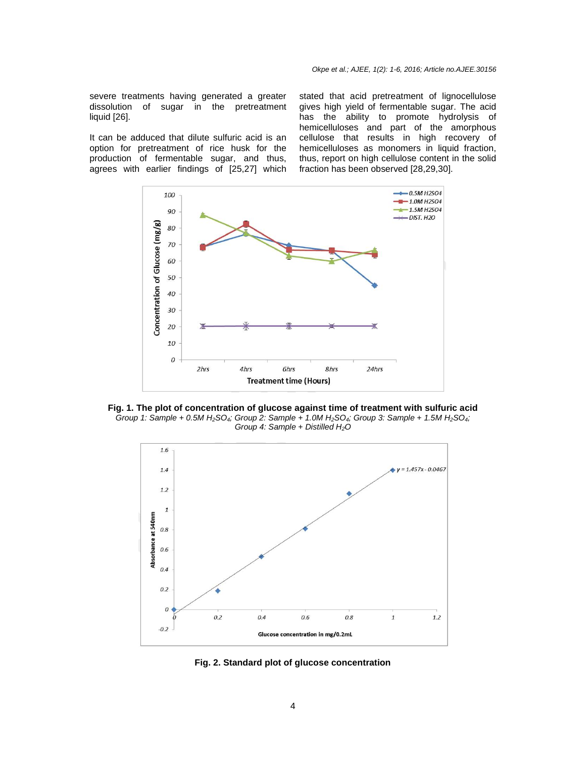severe treatments having generated a greater dissolution of sugar in the pretreatment liquid [26].

It can be adduced that dilute sulfuric acid is an option for pretreatment of rice husk for the production of fermentable sugar, and thus, agrees with earlier findings of [25,27] which stated that acid pretreatment of lignocellulose gives high yield of fermentable sugar. The acid has the ability to promote hydrolysis of hemicelluloses and part of the amorphous cellulose that results in high recovery of hemicelluloses as monomers in liquid fraction, thus, report on high cellulose content in the solid fraction has been observed [28,29,30].

**Fig. 1. The plot of concentration of glucose against time of treatment with sulfuric acid**

*Group 1: Sample + 0.5M $H_2SO_4$; Group 2: Sample + 1.0M $H_2SO_4$; Group 3: Sample + 1.5M $H_2SO_4$; Group 4: Sample + Distilled $H_2O$*

**Fig. 2. Standard plot of glucose concentration**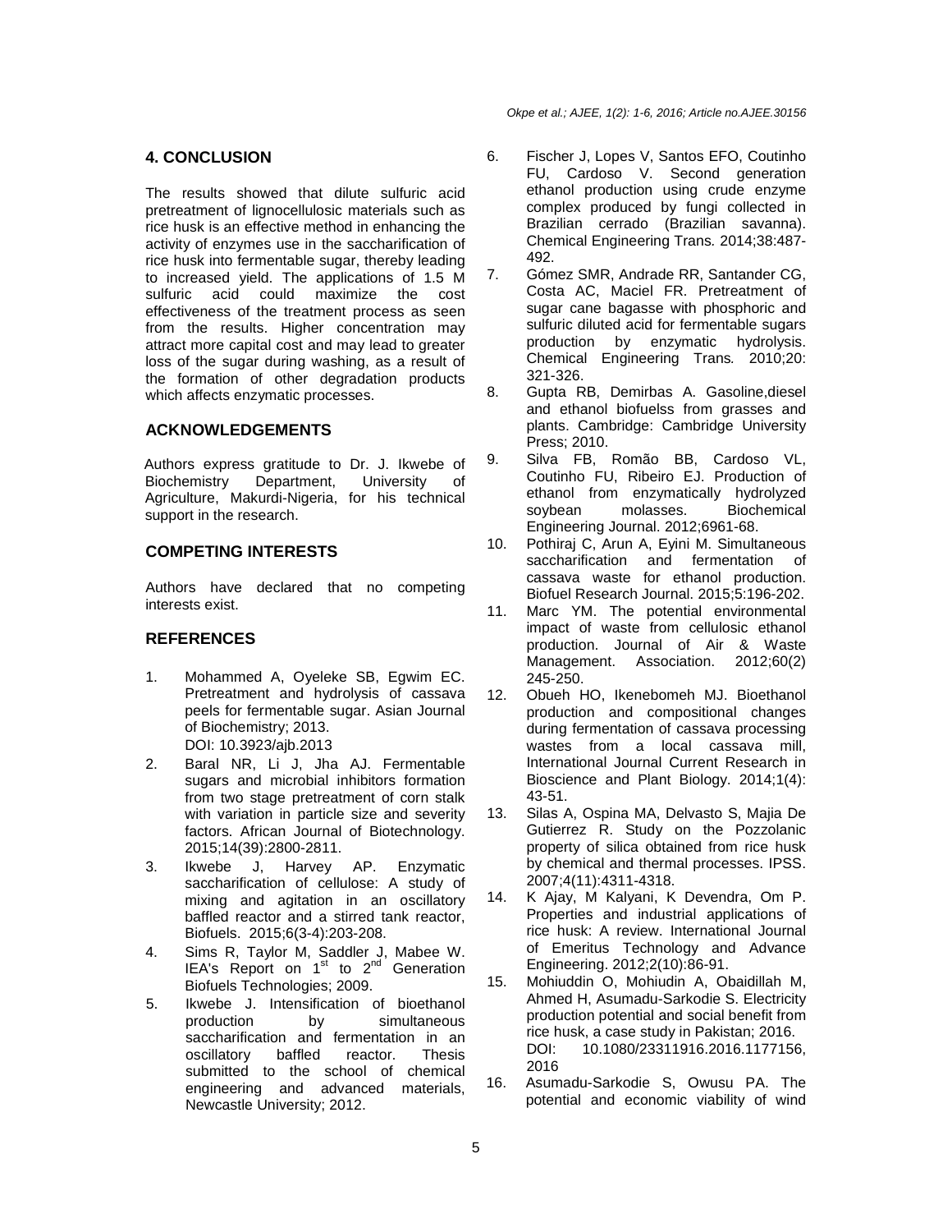## 4. CONCLUSION

The results showed that dilute sulfuric acid pretreatment of lignocellulosic materials such as rice husk is an effective method in enhancing the activity of enzymes use in the saccharification of rice husk into fermentable sugar, thereby leading to increased yield. The applications of 1.5 M sulfuric acid could maximize the cost effectiveness of the treatment process as seen from the results. Higher concentration may attract more capital cost and may lead to greater loss of the sugar during washing, as a result of the formation of other degradation products which affects enzymatic processes.

## ACKNOWLEDGEMENTS

Authors express gratitude to Dr. J. Ikwebe of Biochemistry Department, University of Agriculture, Makurdi-Nigeria, for his technical support in the research.

## COMPETING INTERESTS

Authors have declared that no competing interests exist.

## REFERENCES

1. Mohammed A, Oyeleke SB, Egwim EC. Pretreatment and hydrolysis of cassava peels for fermentable sugar. Asian Journal of Biochemistry; 2013. DOI: 10.3923/ajb.2013
2. Baral NR, Li J, Jha AJ. Fermentable sugars and microbial inhibitors formation from two stage pretreatment of corn stalk with variation in particle size and severity factors. African Journal of Biotechnology. 2015;14(39):2800-2811.
3. Ikwebe J, Harvey AP. Enzymatic saccharification of cellulose: A study of mixing and agitation in an oscillatory baffled reactor and a stirred tank reactor, Biofuels. 2015;6(3-4):203-208.
4. Sims R, Taylor M, Saddler J, Mabee W. IEA's Report on 1st to 2nd Generation Biofuels Technologies; 2009.
5. Ikwebe J. Intensification of bioethanol production by simultaneous saccharification and fermentation in an oscillatory baffled reactor. Thesis submitted to the school of chemical engineering and advanced materials, Newcastle University; 2012.
6. Fischer J, Lopes V, Santos EFO, Coutinho FU, Cardoso V. Second generation ethanol production using crude enzyme complex produced by fungi collected in Brazilian cerrado (Brazilian savanna). Chemical Engineering Trans. 2014;38:487-492.
7. Gómez SMR, Andrade RR, Santander CG, Costa AC, Maciel FR. Pretreatment of sugar cane bagasse with phosphoric and sulfuric diluted acid for fermentable sugars production by enzymatic hydrolysis. Chemical Engineering Trans. 2010;20: 321-326.
8. Gupta RB, Demirbas A. Gasoline,diesel and ethanol biofuelss from grasses and plants. Cambridge: Cambridge University Press; 2010.
9. Silva FB, Romão BB, Cardoso VL, Coutinho FU, Ribeiro EJ. Production of ethanol from enzymatically hydrolyzed soybean molasses. Biochemical Engineering Journal. 2012;6961-68.
10. Pothiraj C, Arun A, Eyini M. Simultaneous saccharification and fermentation of cassava waste for ethanol production. Biofuel Research Journal. 2015;5:196-202.
11. Marc YM. The potential environmental impact of waste from cellulosic ethanol production. Journal of Air & Waste Management. Association. 2012;60(2) 245-250.
12. Obueh HO, Ikenebomeh MJ. Bioethanol production and compositional changes during fermentation of cassava processing wastes from a local cassava mill, International Journal Current Research in Bioscience and Plant Biology. 2014;1(4): 43-51.
13. Silas A, Ospina MA, Delvasto S, Majia De Gutierrez R. Study on the Pozzolanic property of silica obtained from rice husk by chemical and thermal processes. IPSS. 2007;4(11):4311-4318.
14. K Ajay, M Kalyani, K Devendra, Om P. Properties and industrial applications of rice husk: A review. International Journal of Emeritus Technology and Advance Engineering. 2012;2(10):86-91.
15. Mohiuddin O, Mohiudin A, Obaidillah M, Ahmed H, Asumadu-Sarkodie S. Electricity production potential and social benefit from rice husk, a case study in Pakistan; 2016. DOI: 10.1080/23311916.2016.1177156, 2016
16. Asumadu-Sarkodie S, Owusu PA. The potential and economic viability of wind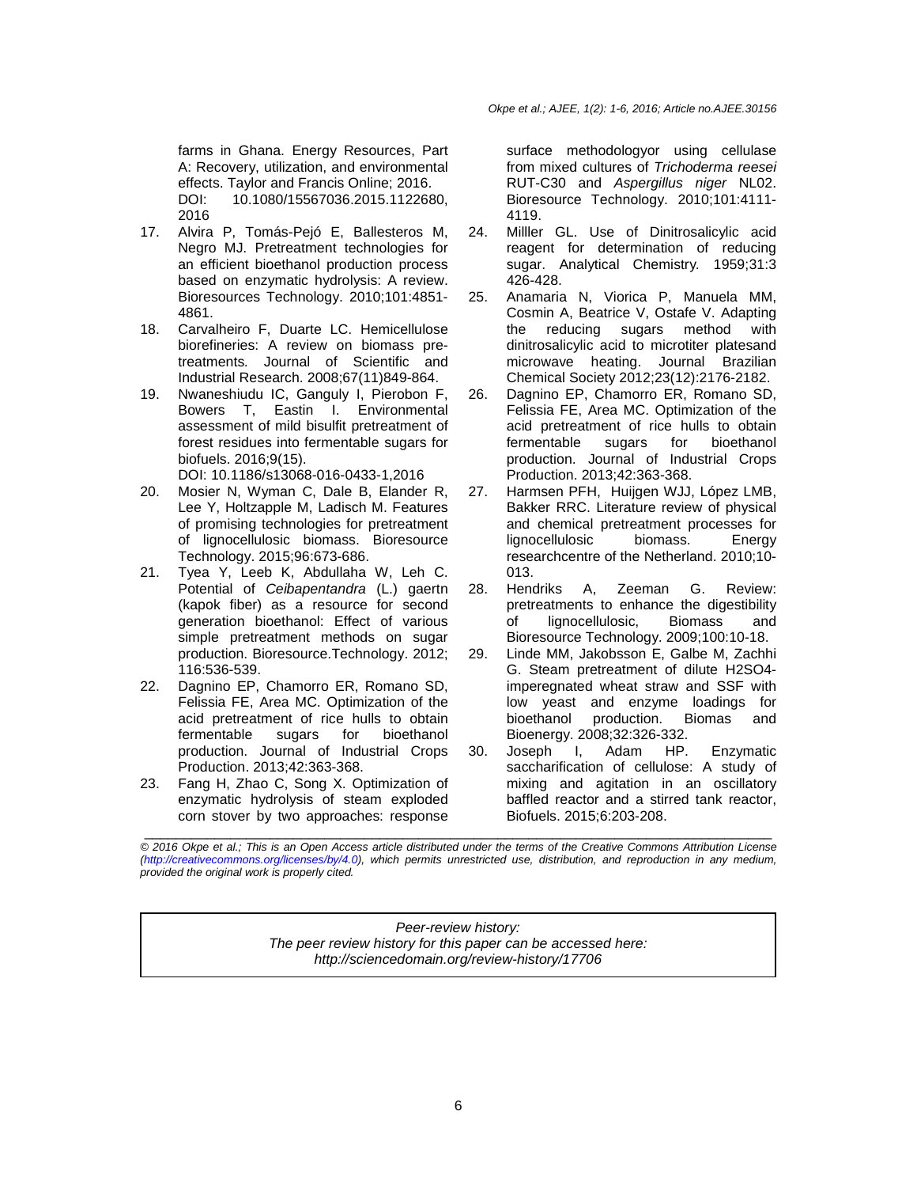farms in Ghana. Energy Resources, Part A: Recovery, utilization, and environmental effects. Taylor and Francis Online; 2016. DOI: 10.1080/15567036.2015.1122680, 2016

17. Alvira P, Tomás-Pejó E, Ballesteros M, Negro MJ. Pretreatment technologies for an efficient bioethanol production process based on enzymatic hydrolysis: A review. Bioresources Technology. 2010;101:4851-4861.
18. Carvalheiro F, Duarte LC. Hemicellulose biorefineries: A review on biomass pre-treatments. Journal of Scientific and Industrial Research. 2008;67(11)849-864.
19. Nwaneshiudu IC, Ganguly I, Pierobon F, Bowers T, Eastin I. Environmental assessment of mild bisulfit pretreatment of forest residues into fermentable sugars for biofuels. 2016;9(15). DOI: 10.1186/s13068-016-0433-1,2016
20. Mosier N, Wyman C, Dale B, Elander R, Lee Y, Holtzapple M, Ladisch M. Features of promising technologies for pretreatment of lignocellulosic biomass. Bioresource Technology. 2015;96:673-686.
21. Tyea Y, Leeb K, Abdullaha W, Leh C. Potential of *Ceibapentandra* (L.) gaertn (kapok fiber) as a resource for second generation bioethanol: Effect of various simple pretreatment methods on sugar production. Bioresource.Technology. 2012; 116:536-539.
22. Dagnino EP, Chamorro ER, Romano SD, Felissia FE, Area MC. Optimization of the acid pretreatment of rice hulls to obtain fermentable sugars for bioethanol production. Journal of Industrial Crops Production. 2013;42:363-368.
23. Fang H, Zhao C, Song X. Optimization of enzymatic hydrolysis of steam exploded corn stover by two approaches: response surface methodologyor using cellulase from mixed cultures of *Trichoderma reesei* RUT-C30 and *Aspergillus niger* NL02. Bioresource Technology. 2010;101:4111-4119.
24. Milller GL. Use of Dinitrosalicylic acid reagent for determination of reducing sugar. Analytical Chemistry. 1959;31:3 426-428.
25. Anamaria N, Viorica P, Manuela MM, Cosmin A, Beatrice V, Ostafe V. Adapting the reducing sugars method with dinitrosalicylic acid to microtiter platesand microwave heating. Journal Brazilian Chemical Society 2012;23(12):2176-2182.
26. Dagnino EP, Chamorro ER, Romano SD, Felissia FE, Area MC. Optimization of the acid pretreatment of rice hulls to obtain fermentable sugars for bioethanol production. Journal of Industrial Crops Production. 2013;42:363-368.
27. Harmsen PFH, Huijgen WJJ, López LMB, Bakker RRC. Literature review of physical and chemical pretreatment processes for lignocellulosic biomass. Energy researchcentre of the Netherland. 2010;10-013.
28. Hendriks A, Zeeman G. Review: pretreatments to enhance the digestibility of lignocellulosic, Biomass and Bioresource Technology. 2009;100:10-18.
29. Linde MM, Jakobsson E, Galbe M, Zachhi G. Steam pretreatment of dilute H2SO4-imperegnated wheat straw and SSF with low yeast and enzyme loadings for bioethanol production. Biomas and Bioenergy. 2008;32:326-332.
30. Joseph I, Adam HP. Enzymatic saccharification of cellulose: A study of mixing and agitation in an oscillatory baffled reactor and a stirred tank reactor, Biofuels. 2015;6:203-208.

---

*© 2016 Okpe et al.; This is an Open Access article distributed under the terms of the Creative Commons Attribution License (http://creativecommons.org/licenses/by/4.0), which permits unrestricted use, distribution, and reproduction in any medium, provided the original work is properly cited.*

*Peer-review history:*
*The peer review history for this paper can be accessed here:*
*http://sciencedomain.org/review-history/17706*